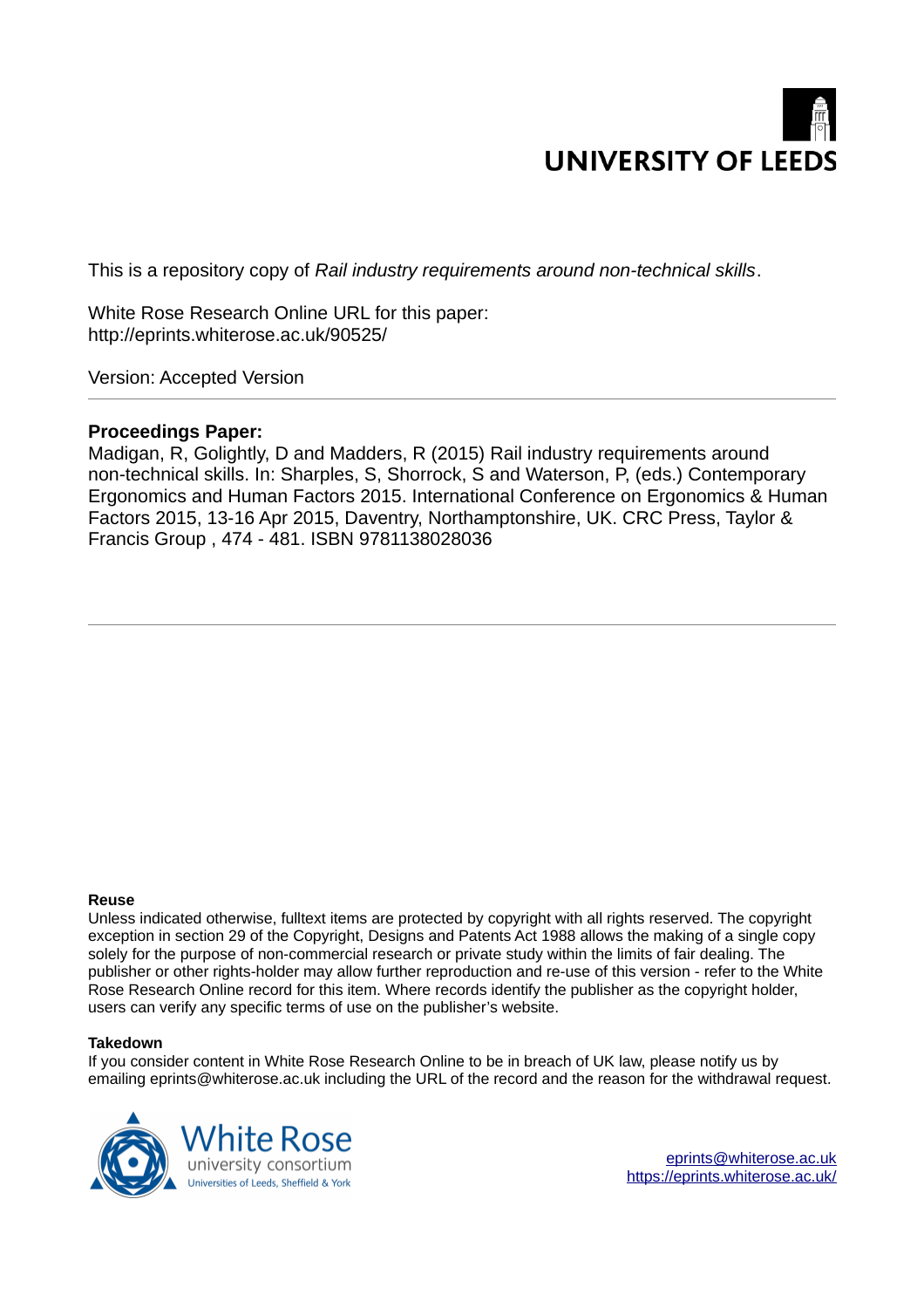UNIVERSITY OF LEEDS

This is a repository copy of *Rail industry requirements around non-technical skills*.

White Rose Research Online URL for this paper:
http://eprints.whiterose.ac.uk/90525/

Version: Accepted Version

**Proceedings Paper:**

Madigan, R, Golightly, D and Madders, R (2015) Rail industry requirements around non-technical skills. In: Sharples, S, Shorrock, S and Waterson, P, (eds.) Contemporary Ergonomics and Human Factors 2015. International Conference on Ergonomics & Human Factors 2015, 13-16 Apr 2015, Daventry, Northamptonshire, UK. CRC Press, Taylor & Francis Group , 474 - 481. ISBN 9781138028036

**Reuse**

Unless indicated otherwise, fulltext items are protected by copyright with all rights reserved. The copyright exception in section 29 of the Copyright, Designs and Patents Act 1988 allows the making of a single copy solely for the purpose of non-commercial research or private study within the limits of fair dealing. The publisher or other rights-holder may allow further reproduction and re-use of this version - refer to the White Rose Research Online record for this item. Where records identify the publisher as the copyright holder, users can verify any specific terms of use on the publisher's website.

**Takedown**

If you consider content in White Rose Research Online to be in breach of UK law, please notify us by emailing eprints@whiterose.ac.uk including the URL of the record and the reason for the withdrawal request.

White Rose university consortium
Universities of Leeds, Sheffield & York

eprints@whiterose.ac.uk
https://eprints.whiterose.ac.uk/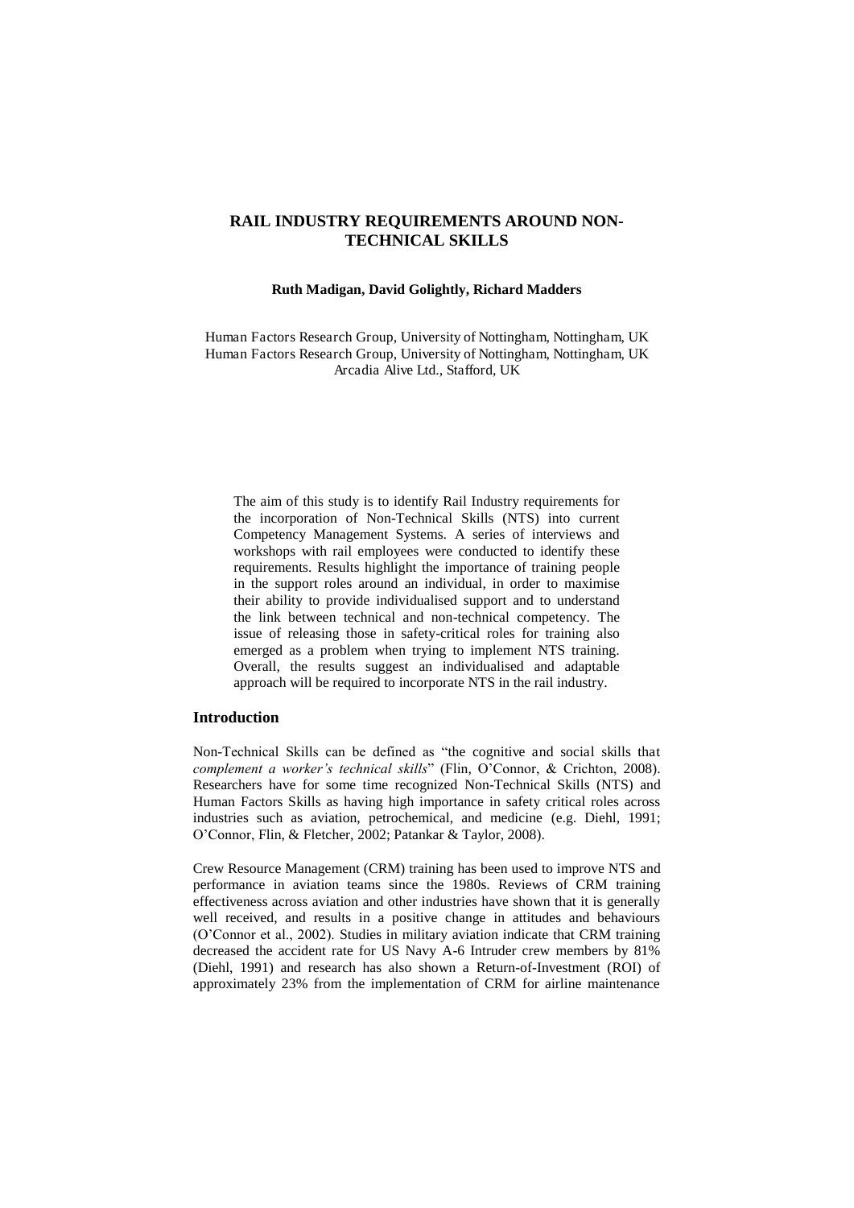# RAIL INDUSTRY REQUIREMENTS AROUND NON-TECHNICAL SKILLS

**Ruth Madigan, David Golightly, Richard Madders**

Human Factors Research Group, University of Nottingham, Nottingham, UK
Human Factors Research Group, University of Nottingham, Nottingham, UK
Arcadia Alive Ltd., Stafford, UK

> The aim of this study is to identify Rail Industry requirements for the incorporation of Non-Technical Skills (NTS) into current Competency Management Systems. A series of interviews and workshops with rail employees were conducted to identify these requirements. Results highlight the importance of training people in the support roles around an individual, in order to maximise their ability to provide individualised support and to understand the link between technical and non-technical competency. The issue of releasing those in safety-critical roles for training also emerged as a problem when trying to implement NTS training. Overall, the results suggest an individualised and adaptable approach will be required to incorporate NTS in the rail industry.

## Introduction

Non-Technical Skills can be defined as "the cognitive and social skills that *complement a worker's technical skills*" (Flin, O'Connor, & Crichton, 2008). Researchers have for some time recognized Non-Technical Skills (NTS) and Human Factors Skills as having high importance in safety critical roles across industries such as aviation, petrochemical, and medicine (e.g. Diehl, 1991; O'Connor, Flin, & Fletcher, 2002; Patankar & Taylor, 2008).

Crew Resource Management (CRM) training has been used to improve NTS and performance in aviation teams since the 1980s. Reviews of CRM training effectiveness across aviation and other industries have shown that it is generally well received, and results in a positive change in attitudes and behaviours (O'Connor et al., 2002). Studies in military aviation indicate that CRM training decreased the accident rate for US Navy A-6 Intruder crew members by 81% (Diehl, 1991) and research has also shown a Return-of-Investment (ROI) of approximately 23% from the implementation of CRM for airline maintenance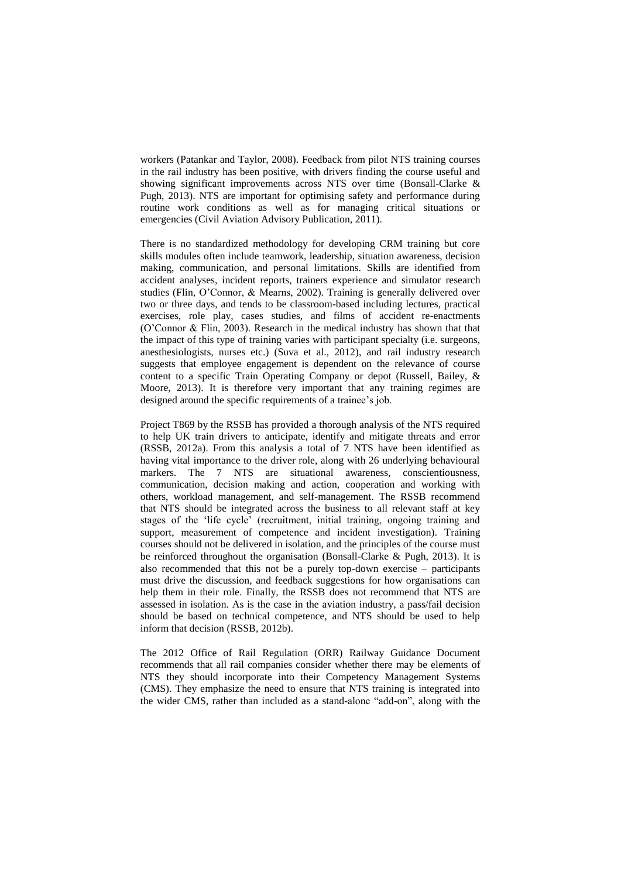workers (Patankar and Taylor, 2008). Feedback from pilot NTS training courses in the rail industry has been positive, with drivers finding the course useful and showing significant improvements across NTS over time (Bonsall-Clarke & Pugh, 2013). NTS are important for optimising safety and performance during routine work conditions as well as for managing critical situations or emergencies (Civil Aviation Advisory Publication, 2011).

There is no standardized methodology for developing CRM training but core skills modules often include teamwork, leadership, situation awareness, decision making, communication, and personal limitations. Skills are identified from accident analyses, incident reports, trainers experience and simulator research studies (Flin, O'Connor, & Mearns, 2002). Training is generally delivered over two or three days, and tends to be classroom-based including lectures, practical exercises, role play, cases studies, and films of accident re-enactments (O'Connor & Flin, 2003). Research in the medical industry has shown that that the impact of this type of training varies with participant specialty (i.e. surgeons, anesthesiologists, nurses etc.) (Suva et al., 2012), and rail industry research suggests that employee engagement is dependent on the relevance of course content to a specific Train Operating Company or depot (Russell, Bailey, & Moore, 2013). It is therefore very important that any training regimes are designed around the specific requirements of a trainee's job.

Project T869 by the RSSB has provided a thorough analysis of the NTS required to help UK train drivers to anticipate, identify and mitigate threats and error (RSSB, 2012a). From this analysis a total of 7 NTS have been identified as having vital importance to the driver role, along with 26 underlying behavioural markers. The 7 NTS are situational awareness, conscientiousness, communication, decision making and action, cooperation and working with others, workload management, and self-management. The RSSB recommend that NTS should be integrated across the business to all relevant staff at key stages of the 'life cycle' (recruitment, initial training, ongoing training and support, measurement of competence and incident investigation). Training courses should not be delivered in isolation, and the principles of the course must be reinforced throughout the organisation (Bonsall-Clarke & Pugh, 2013). It is also recommended that this not be a purely top-down exercise – participants must drive the discussion, and feedback suggestions for how organisations can help them in their role. Finally, the RSSB does not recommend that NTS are assessed in isolation. As is the case in the aviation industry, a pass/fail decision should be based on technical competence, and NTS should be used to help inform that decision (RSSB, 2012b).

The 2012 Office of Rail Regulation (ORR) Railway Guidance Document recommends that all rail companies consider whether there may be elements of NTS they should incorporate into their Competency Management Systems (CMS). They emphasize the need to ensure that NTS training is integrated into the wider CMS, rather than included as a stand-alone "add-on", along with the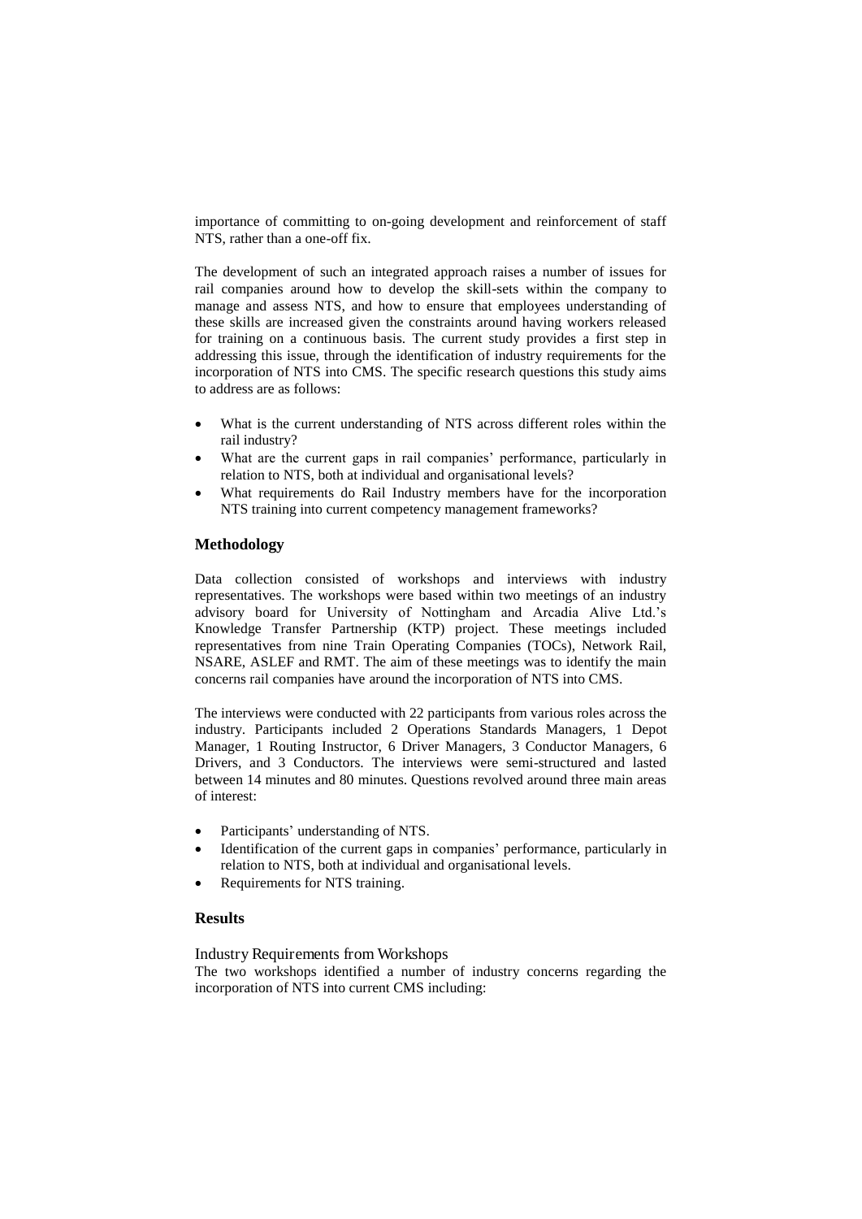importance of committing to on-going development and reinforcement of staff NTS, rather than a one-off fix.

The development of such an integrated approach raises a number of issues for rail companies around how to develop the skill-sets within the company to manage and assess NTS, and how to ensure that employees understanding of these skills are increased given the constraints around having workers released for training on a continuous basis. The current study provides a first step in addressing this issue, through the identification of industry requirements for the incorporation of NTS into CMS. The specific research questions this study aims to address are as follows:

- What is the current understanding of NTS across different roles within the rail industry?
- What are the current gaps in rail companies' performance, particularly in relation to NTS, both at individual and organisational levels?
- What requirements do Rail Industry members have for the incorporation NTS training into current competency management frameworks?

## Methodology

Data collection consisted of workshops and interviews with industry representatives. The workshops were based within two meetings of an industry advisory board for University of Nottingham and Arcadia Alive Ltd.'s Knowledge Transfer Partnership (KTP) project. These meetings included representatives from nine Train Operating Companies (TOCs), Network Rail, NSARE, ASLEF and RMT. The aim of these meetings was to identify the main concerns rail companies have around the incorporation of NTS into CMS.

The interviews were conducted with 22 participants from various roles across the industry. Participants included 2 Operations Standards Managers, 1 Depot Manager, 1 Routing Instructor, 6 Driver Managers, 3 Conductor Managers, 6 Drivers, and 3 Conductors. The interviews were semi-structured and lasted between 14 minutes and 80 minutes. Questions revolved around three main areas of interest:

- Participants' understanding of NTS.
- Identification of the current gaps in companies' performance, particularly in relation to NTS, both at individual and organisational levels.
- Requirements for NTS training.

## Results

### Industry Requirements from Workshops

The two workshops identified a number of industry concerns regarding the incorporation of NTS into current CMS including: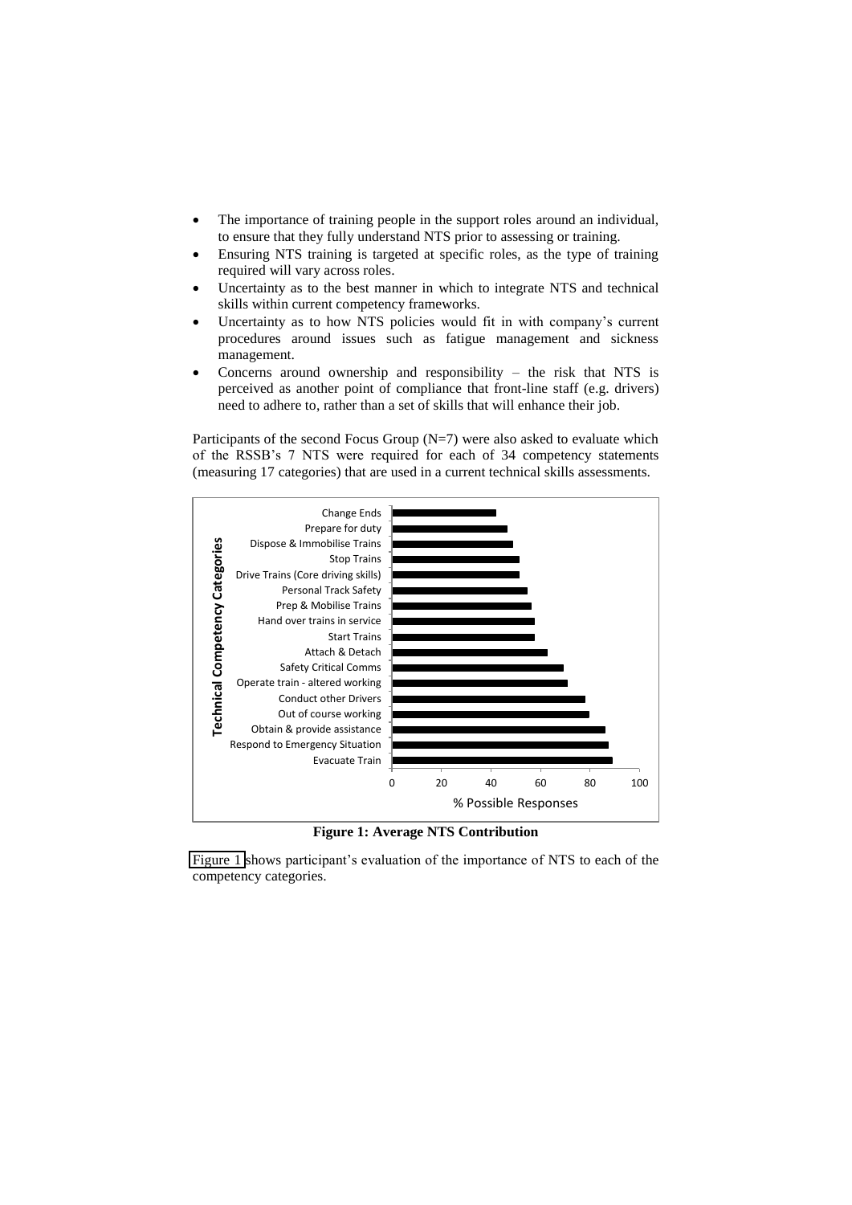- The importance of training people in the support roles around an individual, to ensure that they fully understand NTS prior to assessing or training.
- Ensuring NTS training is targeted at specific roles, as the type of training required will vary across roles.
- Uncertainty as to the best manner in which to integrate NTS and technical skills within current competency frameworks.
- Uncertainty as to how NTS policies would fit in with company's current procedures around issues such as fatigue management and sickness management.
- Concerns around ownership and responsibility – the risk that NTS is perceived as another point of compliance that front-line staff (e.g. drivers) need to adhere to, rather than a set of skills that will enhance their job.

Participants of the second Focus Group (N=7) were also asked to evaluate which of the RSSB's 7 NTS were required for each of 34 competency statements (measuring 17 categories) that are used in a current technical skills assessments.

**Figure 1: Average NTS Contribution**

Figure 1 shows participant's evaluation of the importance of NTS to each of the competency categories.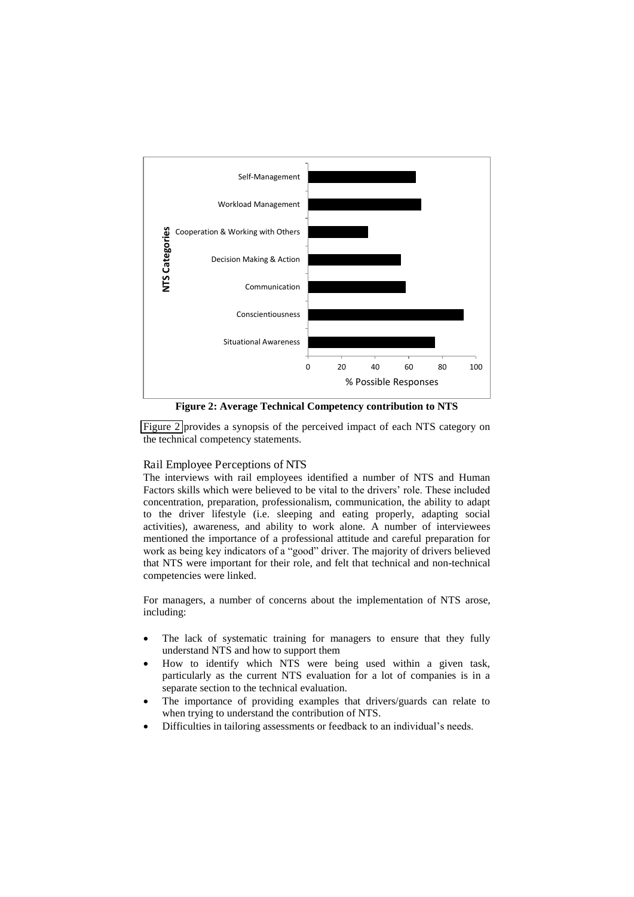Figure 2: Average Technical Competency contribution to NTS

Figure 2 provides a synopsis of the perceived impact of each NTS category on the technical competency statements.

## Rail Employee Perceptions of NTS

The interviews with rail employees identified a number of NTS and Human Factors skills which were believed to be vital to the drivers' role. These included concentration, preparation, professionalism, communication, the ability to adapt to the driver lifestyle (i.e. sleeping and eating properly, adapting social activities), awareness, and ability to work alone. A number of interviewees mentioned the importance of a professional attitude and careful preparation for work as being key indicators of a "good" driver. The majority of drivers believed that NTS were important for their role, and felt that technical and non-technical competencies were linked.

For managers, a number of concerns about the implementation of NTS arose, including:

- The lack of systematic training for managers to ensure that they fully understand NTS and how to support them
- How to identify which NTS were being used within a given task, particularly as the current NTS evaluation for a lot of companies is in a separate section to the technical evaluation.
- The importance of providing examples that drivers/guards can relate to when trying to understand the contribution of NTS.
- Difficulties in tailoring assessments or feedback to an individual's needs.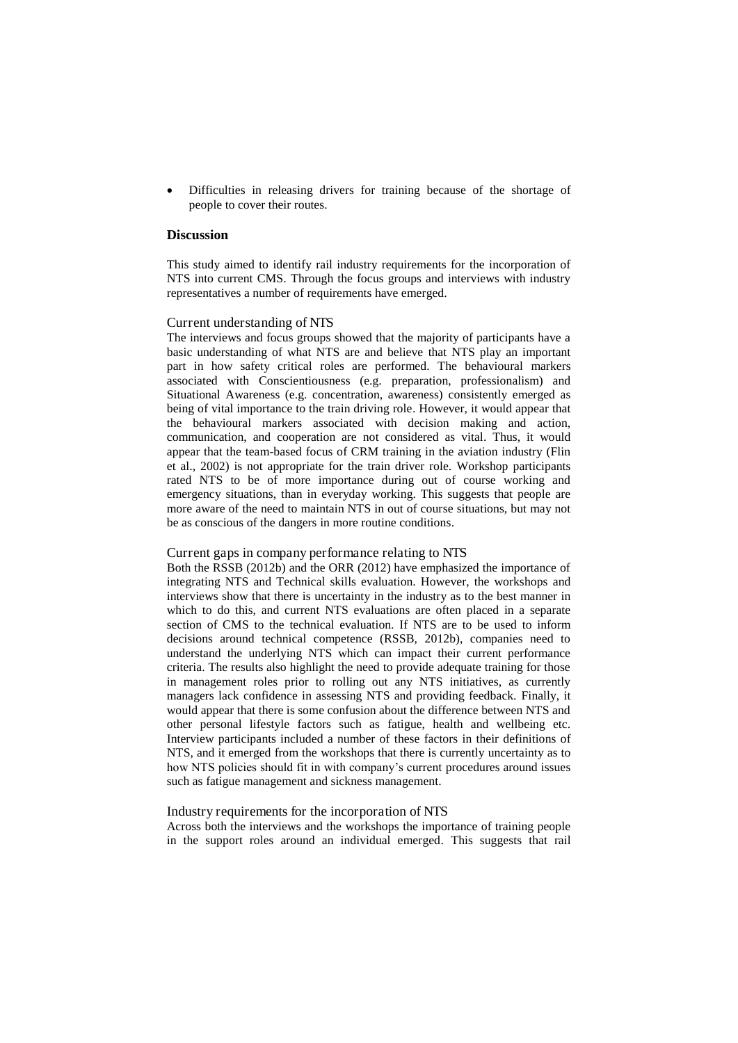- Difficulties in releasing drivers for training because of the shortage of people to cover their routes.

## Discussion

This study aimed to identify rail industry requirements for the incorporation of NTS into current CMS. Through the focus groups and interviews with industry representatives a number of requirements have emerged.

### Current understanding of NTS

The interviews and focus groups showed that the majority of participants have a basic understanding of what NTS are and believe that NTS play an important part in how safety critical roles are performed. The behavioural markers associated with Conscientiousness (e.g. preparation, professionalism) and Situational Awareness (e.g. concentration, awareness) consistently emerged as being of vital importance to the train driving role. However, it would appear that the behavioural markers associated with decision making and action, communication, and cooperation are not considered as vital. Thus, it would appear that the team-based focus of CRM training in the aviation industry (Flin et al., 2002) is not appropriate for the train driver role. Workshop participants rated NTS to be of more importance during out of course working and emergency situations, than in everyday working. This suggests that people are more aware of the need to maintain NTS in out of course situations, but may not be as conscious of the dangers in more routine conditions.

### Current gaps in company performance relating to NTS

Both the RSSB (2012b) and the ORR (2012) have emphasized the importance of integrating NTS and Technical skills evaluation. However, the workshops and interviews show that there is uncertainty in the industry as to the best manner in which to do this, and current NTS evaluations are often placed in a separate section of CMS to the technical evaluation. If NTS are to be used to inform decisions around technical competence (RSSB, 2012b), companies need to understand the underlying NTS which can impact their current performance criteria. The results also highlight the need to provide adequate training for those in management roles prior to rolling out any NTS initiatives, as currently managers lack confidence in assessing NTS and providing feedback. Finally, it would appear that there is some confusion about the difference between NTS and other personal lifestyle factors such as fatigue, health and wellbeing etc. Interview participants included a number of these factors in their definitions of NTS, and it emerged from the workshops that there is currently uncertainty as to how NTS policies should fit in with company's current procedures around issues such as fatigue management and sickness management.

### Industry requirements for the incorporation of NTS

Across both the interviews and the workshops the importance of training people in the support roles around an individual emerged. This suggests that rail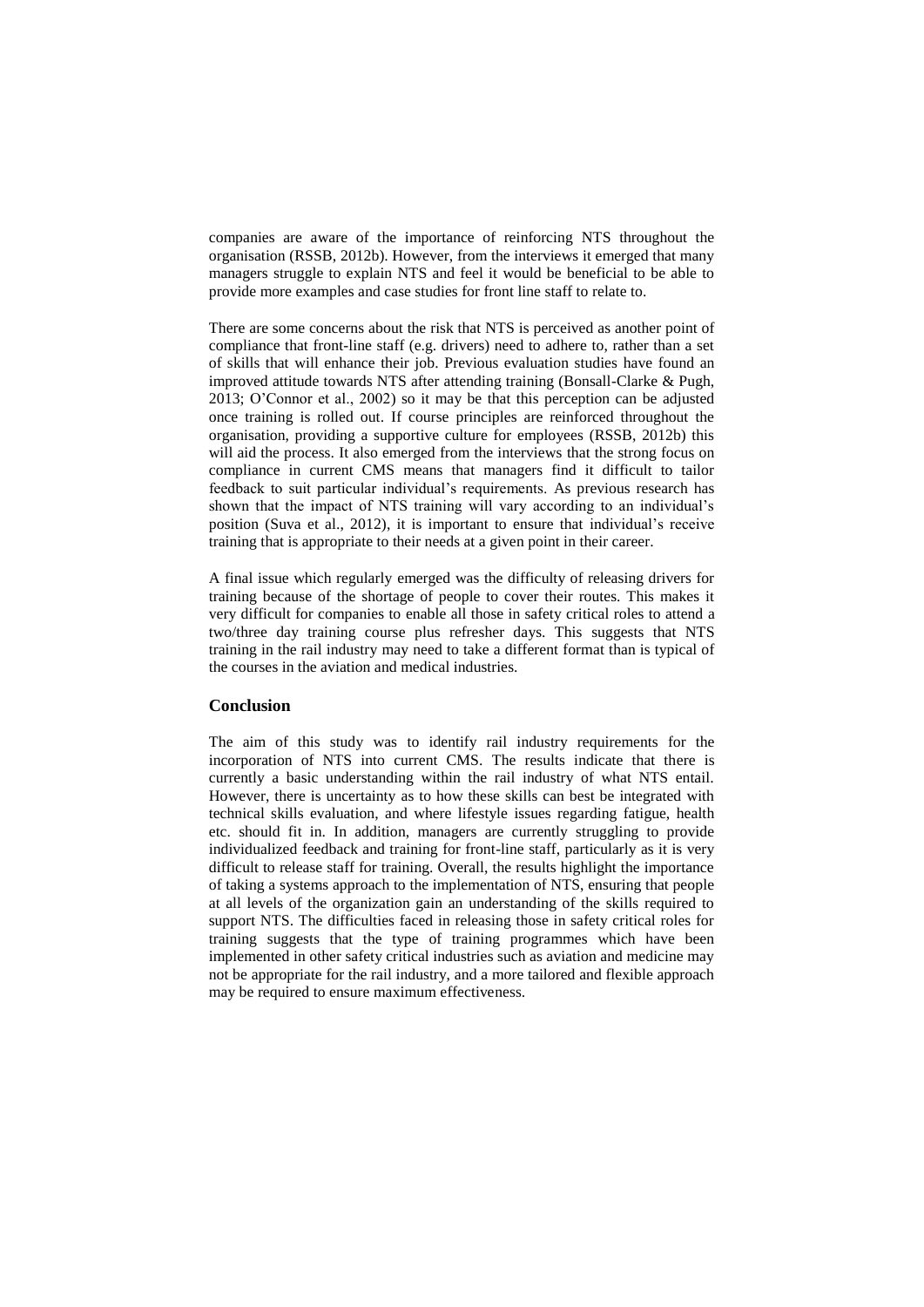companies are aware of the importance of reinforcing NTS throughout the organisation (RSSB, 2012b). However, from the interviews it emerged that many managers struggle to explain NTS and feel it would be beneficial to be able to provide more examples and case studies for front line staff to relate to.

There are some concerns about the risk that NTS is perceived as another point of compliance that front-line staff (e.g. drivers) need to adhere to, rather than a set of skills that will enhance their job. Previous evaluation studies have found an improved attitude towards NTS after attending training (Bonsall-Clarke & Pugh, 2013; O'Connor et al., 2002) so it may be that this perception can be adjusted once training is rolled out. If course principles are reinforced throughout the organisation, providing a supportive culture for employees (RSSB, 2012b) this will aid the process. It also emerged from the interviews that the strong focus on compliance in current CMS means that managers find it difficult to tailor feedback to suit particular individual's requirements. As previous research has shown that the impact of NTS training will vary according to an individual's position (Suva et al., 2012), it is important to ensure that individual's receive training that is appropriate to their needs at a given point in their career.

A final issue which regularly emerged was the difficulty of releasing drivers for training because of the shortage of people to cover their routes. This makes it very difficult for companies to enable all those in safety critical roles to attend a two/three day training course plus refresher days. This suggests that NTS training in the rail industry may need to take a different format than is typical of the courses in the aviation and medical industries.

## Conclusion

The aim of this study was to identify rail industry requirements for the incorporation of NTS into current CMS. The results indicate that there is currently a basic understanding within the rail industry of what NTS entail. However, there is uncertainty as to how these skills can best be integrated with technical skills evaluation, and where lifestyle issues regarding fatigue, health etc. should fit in. In addition, managers are currently struggling to provide individualized feedback and training for front-line staff, particularly as it is very difficult to release staff for training. Overall, the results highlight the importance of taking a systems approach to the implementation of NTS, ensuring that people at all levels of the organization gain an understanding of the skills required to support NTS. The difficulties faced in releasing those in safety critical roles for training suggests that the type of training programmes which have been implemented in other safety critical industries such as aviation and medicine may not be appropriate for the rail industry, and a more tailored and flexible approach may be required to ensure maximum effectiveness.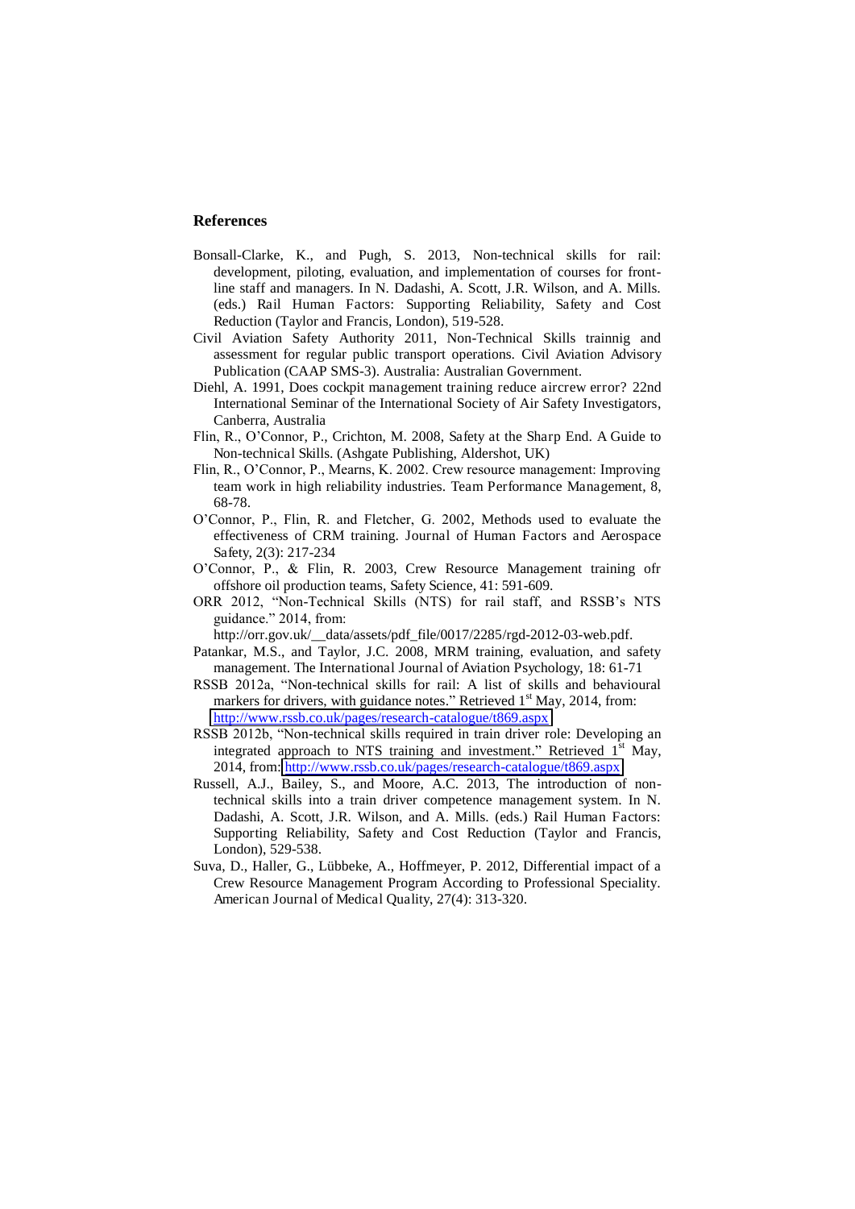## References

Bonsall-Clarke, K., and Pugh, S. 2013, Non-technical skills for rail: development, piloting, evaluation, and implementation of courses for front-line staff and managers. In N. Dadashi, A. Scott, J.R. Wilson, and A. Mills. (eds.) Rail Human Factors: Supporting Reliability, Safety and Cost Reduction (Taylor and Francis, London), 519-528.

Civil Aviation Safety Authority 2011, Non-Technical Skills trainnig and assessment for regular public transport operations. Civil Aviation Advisory Publication (CAAP SMS-3). Australia: Australian Government.

Diehl, A. 1991, Does cockpit management training reduce aircrew error? 22nd International Seminar of the International Society of Air Safety Investigators, Canberra, Australia

Flin, R., O'Connor, P., Crichton, M. 2008, Safety at the Sharp End. A Guide to Non-technical Skills. (Ashgate Publishing, Aldershot, UK)

Flin, R., O'Connor, P., Mearns, K. 2002. Crew resource management: Improving team work in high reliability industries. Team Performance Management, 8, 68-78.

O'Connor, P., Flin, R. and Fletcher, G. 2002, Methods used to evaluate the effectiveness of CRM training. Journal of Human Factors and Aerospace Safety, 2(3): 217-234

O'Connor, P., & Flin, R. 2003, Crew Resource Management training ofr offshore oil production teams, Safety Science, 41: 591-609.

ORR 2012, "Non-Technical Skills (NTS) for rail staff, and RSSB's NTS guidance." 2014, from: http://orr.gov.uk/__data/assets/pdf_file/0017/2285/rgd-2012-03-web.pdf.

Patankar, M.S., and Taylor, J.C. 2008, MRM training, evaluation, and safety management. The International Journal of Aviation Psychology, 18: 61-71

RSSB 2012a, "Non-technical skills for rail: A list of skills and behavioural markers for drivers, with guidance notes." Retrieved 1st May, 2014, from: http://www.rssb.co.uk/pages/research-catalogue/t869.aspx

RSSB 2012b, "Non-technical skills required in train driver role: Developing an integrated approach to NTS training and investment." Retrieved 1st May, 2014, from: http://www.rssb.co.uk/pages/research-catalogue/t869.aspx

Russell, A.J., Bailey, S., and Moore, A.C. 2013, The introduction of non-technical skills into a train driver competence management system. In N. Dadashi, A. Scott, J.R. Wilson, and A. Mills. (eds.) Rail Human Factors: Supporting Reliability, Safety and Cost Reduction (Taylor and Francis, London), 529-538.

Suva, D., Haller, G., Lübbeke, A., Hoffmeyer, P. 2012, Differential impact of a Crew Resource Management Program According to Professional Speciality. American Journal of Medical Quality, 27(4): 313-320.